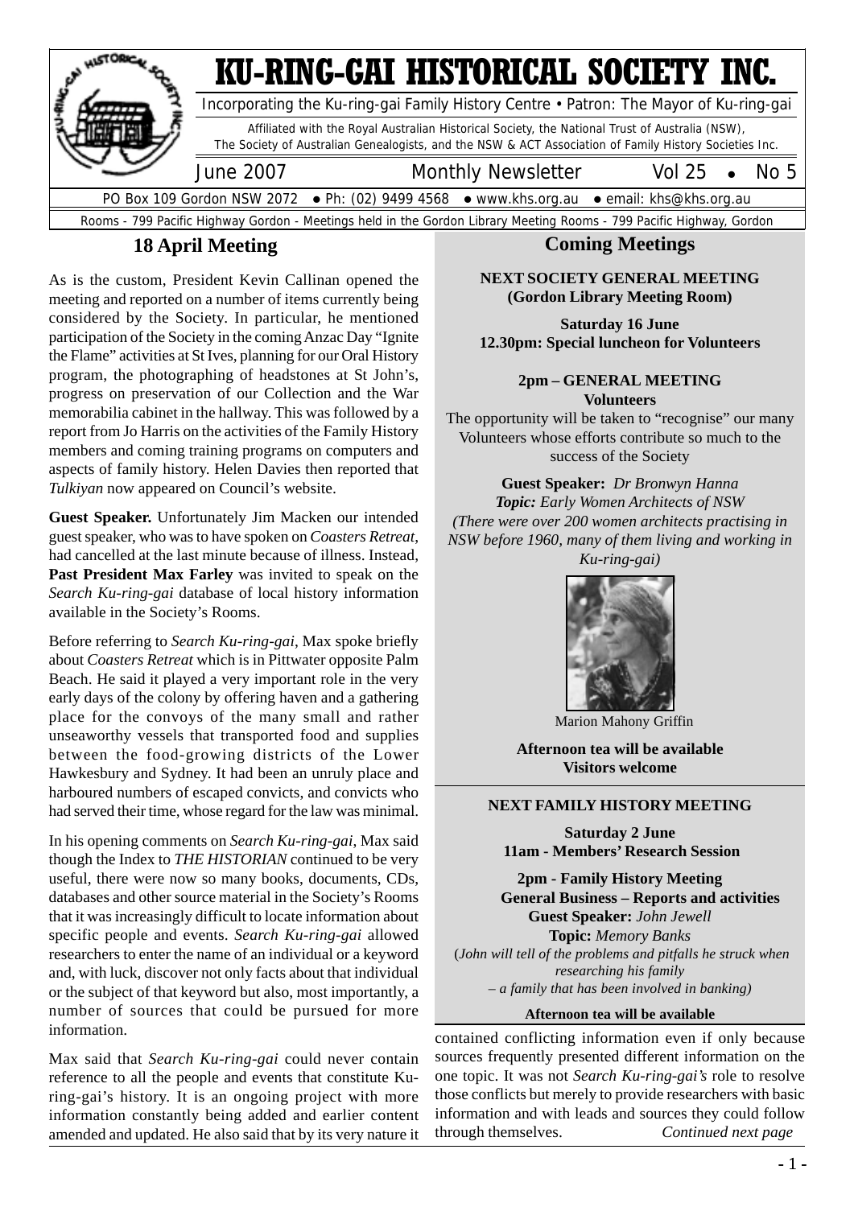# KU-RING-GAI HISTORICAL SOCIETY INC.

Incorporating the Ku-ring-gai Family History Centre • Patron: The Mayor of Ku-ring-gai

Affiliated with the Royal Australian Historical Society, the National Trust of Australia (NSW), The Society of Australian Genealogists, and the NSW & ACT Association of Family History Societies Inc.

June 2007 Monthly Newsletter Vol 25 • No 5

PO Box 109 Gordon NSW 2072 • Ph: (02) 9499 4568 • www.khs.org.au • email: khs@khs.org.au

Rooms - 799 Pacific Highway Gordon - Meetings held in the Gordon Library Meeting Rooms - 799 Pacific Highway, Gordon

## 18 April Meeting

As is the custom, President Kevin Callinan opened the meeting and reported on a number of items currently being considered by the Society. In particular, he mentioned participation of the Society in the coming Anzac Day "Ignite the Flame" activities at St Ives, planning for our Oral History program, the photographing of headstones at St John's, progress on preservation of our Collection and the War memorabilia cabinet in the hallway. This was followed by a report from Jo Harris on the activities of the Family History members and coming training programs on computers and aspects of family history. Helen Davies then reported that *Tulkiyan* now appeared on Council's website.

**Guest Speaker.** Unfortunately Jim Macken our intended guest speaker, who was to have spoken on *Coasters Retreat*, had cancelled at the last minute because of illness. Instead, **Past President Max Farley** was invited to speak on the *Search Ku-ring-gai* database of local history information available in the Society's Rooms.

Before referring to *Search Ku-ring-gai*, Max spoke briefly about *Coasters Retreat* which is in Pittwater opposite Palm Beach. He said it played a very important role in the very early days of the colony by offering haven and a gathering place for the convoys of the many small and rather unseaworthy vessels that transported food and supplies between the food-growing districts of the Lower Hawkesbury and Sydney. It had been an unruly place and harboured numbers of escaped convicts, and convicts who had served their time, whose regard for the law was minimal.

In his opening comments on *Search Ku-ring-gai*, Max said though the Index to *THE HISTORIAN* continued to be very useful, there were now so many books, documents, CDs, databases and other source material in the Society's Rooms that it was increasingly difficult to locate information about specific people and events. *Search Ku-ring-gai* allowed researchers to enter the name of an individual or a keyword and, with luck, discover not only facts about that individual or the subject of that keyword but also, most importantly, a number of sources that could be pursued for more information.

Max said that *Search Ku-ring-gai* could never contain reference to all the people and events that constitute Ku-ring-gai's history. It is an ongoing project with more information constantly being added and earlier content amended and updated. He also said that by its very nature it contained conflicting information even if only because sources frequently presented different information on the one topic. It was not *Search Ku-ring-gai's* role to resolve those conflicts but merely to provide researchers with basic information and with leads and sources they could follow through themselves. *Continued next page*

## Coming Meetings

**NEXT SOCIETY GENERAL MEETING (Gordon Library Meeting Room)**

**Saturday 16 June**
**12.30pm: Special luncheon for Volunteers**

**2pm – GENERAL MEETING**
**Volunteers**

The opportunity will be taken to "recognise" our many Volunteers whose efforts contribute so much to the success of the Society

**Guest Speaker:** *Dr Bronwyn Hanna*
***Topic:** Early Women Architects of NSW*
*(There were over 200 women architects practising in NSW before 1960, many of them living and working in Ku-ring-gai)*

Marion Mahony Griffin

**Afternoon tea will be available**
**Visitors welcome**

**NEXT FAMILY HISTORY MEETING**

**Saturday 2 June**
**11am - Members' Research Session**

**2pm - Family History Meeting**
**General Business – Reports and activities**
**Guest Speaker:** *John Jewell*
**Topic:** *Memory Banks*
(*John will tell of the problems and pitfalls he struck when researching his family – a family that has been involved in banking)*

**Afternoon tea will be available**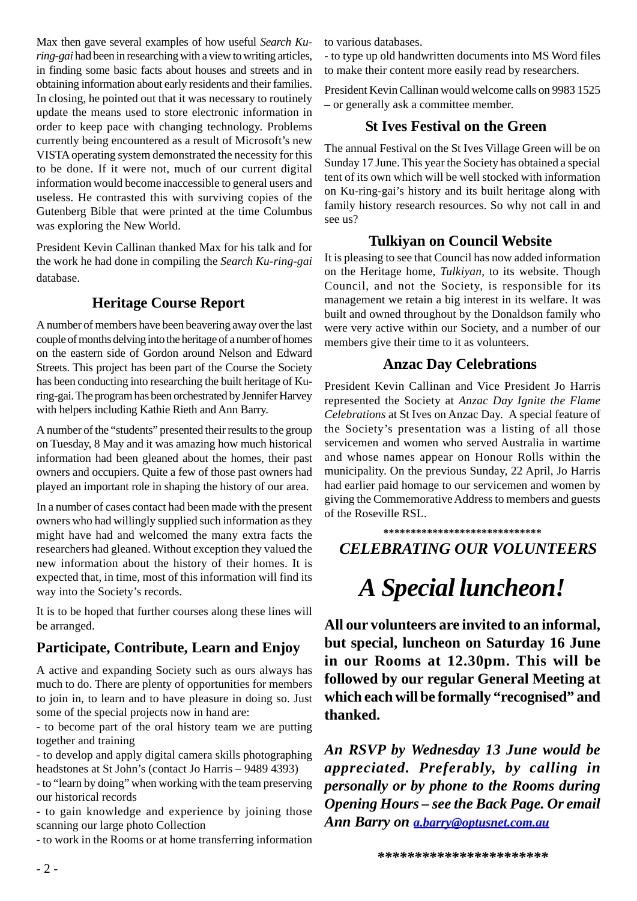Max then gave several examples of how useful *Search Ku-ring-gai* had been in researching with a view to writing articles, in finding some basic facts about houses and streets and in obtaining information about early residents and their families. In closing, he pointed out that it was necessary to routinely update the means used to store electronic information in order to keep pace with changing technology. Problems currently being encountered as a result of Microsoft's new VISTA operating system demonstrated the necessity for this to be done. If it were not, much of our current digital information would become inaccessible to general users and useless. He contrasted this with surviving copies of the Gutenberg Bible that were printed at the time Columbus was exploring the New World.

President Kevin Callinan thanked Max for his talk and for the work he had done in compiling the *Search Ku-ring-gai* database.

## Heritage Course Report

A number of members have been beavering away over the last couple of months delving into the heritage of a number of homes on the eastern side of Gordon around Nelson and Edward Streets. This project has been part of the Course the Society has been conducting into researching the built heritage of Ku-ring-gai. The program has been orchestrated by Jennifer Harvey with helpers including Kathie Rieth and Ann Barry.

A number of the "students" presented their results to the group on Tuesday, 8 May and it was amazing how much historical information had been gleaned about the homes, their past owners and occupiers. Quite a few of those past owners had played an important role in shaping the history of our area.

In a number of cases contact had been made with the present owners who had willingly supplied such information as they might have had and welcomed the many extra facts the researchers had gleaned. Without exception they valued the new information about the history of their homes. It is expected that, in time, most of this information will find its way into the Society's records.

It is to be hoped that further courses along these lines will be arranged.

## Participate, Contribute, Learn and Enjoy

A active and expanding Society such as ours always has much to do. There are plenty of opportunities for members to join in, to learn and to have pleasure in doing so. Just some of the special projects now in hand are:

- to become part of the oral history team we are putting together and training
- to develop and apply digital camera skills photographing headstones at St John's (contact Jo Harris – 9489 4393)
- to "learn by doing" when working with the team preserving our historical records
- to gain knowledge and experience by joining those scanning our large photo Collection
- to work in the Rooms or at home transferring information to various databases.
- to type up old handwritten documents into MS Word files to make their content more easily read by researchers.

President Kevin Callinan would welcome calls on 9983 1525 – or generally ask a committee member.

## St Ives Festival on the Green

The annual Festival on the St Ives Village Green will be on Sunday 17 June. This year the Society has obtained a special tent of its own which will be well stocked with information on Ku-ring-gai's history and its built heritage along with family history research resources. So why not call in and see us?

## Tulkiyan on Council Website

It is pleasing to see that Council has now added information on the Heritage home, *Tulkiyan,* to its website. Though Council, and not the Society, is responsible for its management we retain a big interest in its welfare. It was built and owned throughout by the Donaldson family who were very active within our Society, and a number of our members give their time to it as volunteers.

## Anzac Day Celebrations

President Kevin Callinan and Vice President Jo Harris represented the Society at *Anzac Day Ignite the Flame Celebrations* at St Ives on Anzac Day. A special feature of the Society's presentation was a listing of all those servicemen and women who served Australia in wartime and whose names appear on Honour Rolls within the municipality. On the previous Sunday, 22 April, Jo Harris had earlier paid homage to our servicemen and women by giving the Commemorative Address to members and guests of the Roseville RSL.

*****************************

### *CELEBRATING OUR VOLUNTEERS*

# *A Special luncheon!*

**All our volunteers are invited to an informal, but special, luncheon on Saturday 16 June in our Rooms at 12.30pm. This will be followed by our regular General Meeting at which each will be formally "recognised" and thanked.**

***An RSVP by Wednesday 13 June would be appreciated. Preferably, by calling in personally or by phone to the Rooms during Opening Hours – see the Back Page. Or email Ann Barry on a.barry@optusnet.com.au***

**********************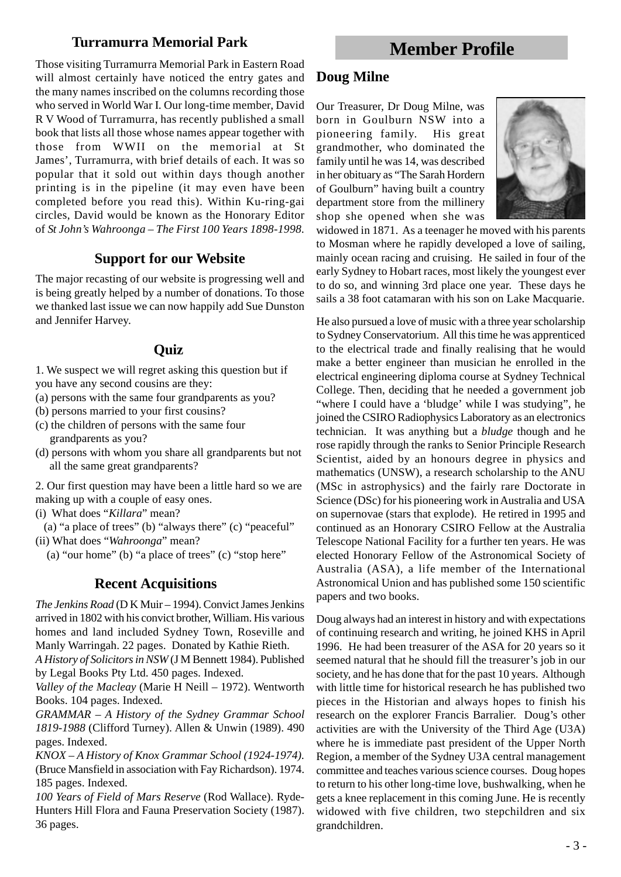## Turramurra Memorial Park

Those visiting Turramurra Memorial Park in Eastern Road will almost certainly have noticed the entry gates and the many names inscribed on the columns recording those who served in World War I. Our long-time member, David R V Wood of Turramurra, has recently published a small book that lists all those whose names appear together with those from WWII on the memorial at St James', Turramurra, with brief details of each. It was so popular that it sold out within days though another printing is in the pipeline (it may even have been completed before you read this). Within Ku-ring-gai circles, David would be known as the Honorary Editor of *St John's Wahroonga – The First 100 Years 1898-1998*.

## Support for our Website

The major recasting of our website is progressing well and is being greatly helped by a number of donations. To those we thanked last issue we can now happily add Sue Dunston and Jennifer Harvey.

## Quiz

1. We suspect we will regret asking this question but if you have any second cousins are they:

(a) persons with the same four grandparents as you?
(b) persons married to your first cousins?
(c) the children of persons with the same four grandparents as you?
(d) persons with whom you share all grandparents but not all the same great grandparents?

2. Our first question may have been a little hard so we are making up with a couple of easy ones.

(i) What does "*Killara*" mean?
(a) "a place of trees" (b) "always there" (c) "peaceful"
(ii) What does "*Wahroonga*" mean?
(a) "our home" (b) "a place of trees" (c) "stop here"

## Recent Acquisitions

*The Jenkins Road* (D K Muir – 1994). Convict James Jenkins arrived in 1802 with his convict brother, William. His various homes and land included Sydney Town, Roseville and Manly Warringah. 22 pages. Donated by Kathie Rieth.

*A History of Solicitors in NSW* (J M Bennett 1984). Published by Legal Books Pty Ltd. 450 pages. Indexed.

*Valley of the Macleay* (Marie H Neill – 1972). Wentworth Books. 104 pages. Indexed.

*GRAMMAR – A History of the Sydney Grammar School 1819-1988* (Clifford Turney). Allen & Unwin (1989). 490 pages. Indexed.

*KNOX – A History of Knox Grammar School (1924-1974)*. (Bruce Mansfield in association with Fay Richardson). 1974. 185 pages. Indexed.

*100 Years of Field of Mars Reserve* (Rod Wallace). Ryde-Hunters Hill Flora and Fauna Preservation Society (1987). 36 pages.

# Member Profile

## Doug Milne

Our Treasurer, Dr Doug Milne, was born in Goulburn NSW into a pioneering family. His great grandmother, who dominated the family until he was 14, was described in her obituary as "The Sarah Hordern of Goulburn" having built a country department store from the millinery shop she opened when she was widowed in 1871. As a teenager he moved with his parents to Mosman where he rapidly developed a love of sailing, mainly ocean racing and cruising. He sailed in four of the early Sydney to Hobart races, most likely the youngest ever to do so, and winning 3rd place one year. These days he sails a 38 foot catamaran with his son on Lake Macquarie.

He also pursued a love of music with a three year scholarship to Sydney Conservatorium. All this time he was apprenticed to the electrical trade and finally realising that he would make a better engineer than musician he enrolled in the electrical engineering diploma course at Sydney Technical College. Then, deciding that he needed a government job "where I could have a 'bludge' while I was studying", he joined the CSIRO Radiophysics Laboratory as an electronics technician. It was anything but a *bludge* though and he rose rapidly through the ranks to Senior Principle Research Scientist, aided by an honours degree in physics and mathematics (UNSW), a research scholarship to the ANU (MSc in astrophysics) and the fairly rare Doctorate in Science (DSc) for his pioneering work in Australia and USA on supernovae (stars that explode). He retired in 1995 and continued as an Honorary CSIRO Fellow at the Australia Telescope National Facility for a further ten years. He was elected Honorary Fellow of the Astronomical Society of Australia (ASA), a life member of the International Astronomical Union and has published some 150 scientific papers and two books.

Doug always had an interest in history and with expectations of continuing research and writing, he joined KHS in April 1996. He had been treasurer of the ASA for 20 years so it seemed natural that he should fill the treasurer's job in our society, and he has done that for the past 10 years. Although with little time for historical research he has published two pieces in the Historian and always hopes to finish his research on the explorer Francis Barralier. Doug's other activities are with the University of the Third Age (U3A) where he is immediate past president of the Upper North Region, a member of the Sydney U3A central management committee and teaches various science courses. Doug hopes to return to his other long-time love, bushwalking, when he gets a knee replacement in this coming June. He is recently widowed with five children, two stepchildren and six grandchildren.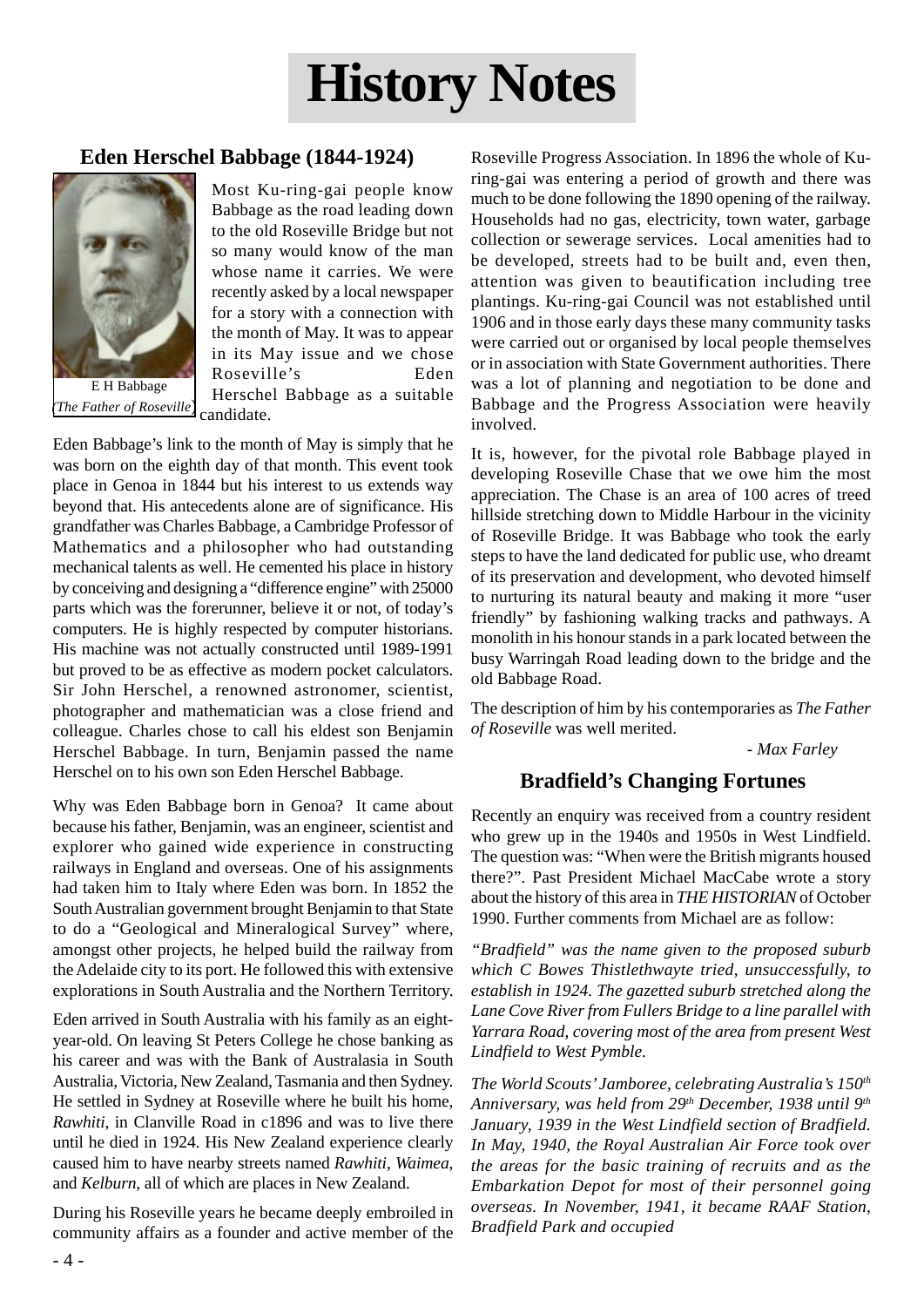# History Notes

## Eden Herschel Babbage (1844-1924)

E H Babbage
*(The Father of Roseville)*

Most Ku-ring-gai people know Babbage as the road leading down to the old Roseville Bridge but not so many would know of the man whose name it carries. We were recently asked by a local newspaper for a story with a connection with the month of May. It was to appear in its May issue and we chose Roseville's Eden Herschel Babbage as a suitable candidate.

Eden Babbage's link to the month of May is simply that he was born on the eighth day of that month. This event took place in Genoa in 1844 but his interest to us extends way beyond that. His antecedents alone are of significance. His grandfather was Charles Babbage, a Cambridge Professor of Mathematics and a philosopher who had outstanding mechanical talents as well. He cemented his place in history by conceiving and designing a "difference engine" with 25000 parts which was the forerunner, believe it or not, of today's computers. He is highly respected by computer historians. His machine was not actually constructed until 1989-1991 but proved to be as effective as modern pocket calculators. Sir John Herschel, a renowned astronomer, scientist, photographer and mathematician was a close friend and colleague. Charles chose to call his eldest son Benjamin Herschel Babbage. In turn, Benjamin passed the name Herschel on to his own son Eden Herschel Babbage.

Why was Eden Babbage born in Genoa? It came about because his father, Benjamin, was an engineer, scientist and explorer who gained wide experience in constructing railways in England and overseas. One of his assignments had taken him to Italy where Eden was born. In 1852 the South Australian government brought Benjamin to that State to do a "Geological and Mineralogical Survey" where, amongst other projects, he helped build the railway from the Adelaide city to its port. He followed this with extensive explorations in South Australia and the Northern Territory.

Eden arrived in South Australia with his family as an eight-year-old. On leaving St Peters College he chose banking as his career and was with the Bank of Australasia in South Australia, Victoria, New Zealand, Tasmania and then Sydney. He settled in Sydney at Roseville where he built his home, *Rawhiti*, in Clanville Road in c1896 and was to live there until he died in 1924. His New Zealand experience clearly caused him to have nearby streets named *Rawhiti*, *Waimea*, and *Kelburn*, all of which are places in New Zealand.

During his Roseville years he became deeply embroiled in community affairs as a founder and active member of the Roseville Progress Association. In 1896 the whole of Ku-ring-gai was entering a period of growth and there was much to be done following the 1890 opening of the railway. Households had no gas, electricity, town water, garbage collection or sewerage services. Local amenities had to be developed, streets had to be built and, even then, attention was given to beautification including tree plantings. Ku-ring-gai Council was not established until 1906 and in those early days these many community tasks were carried out or organised by local people themselves or in association with State Government authorities. There was a lot of planning and negotiation to be done and Babbage and the Progress Association were heavily involved.

It is, however, for the pivotal role Babbage played in developing Roseville Chase that we owe him the most appreciation. The Chase is an area of 100 acres of treed hillside stretching down to Middle Harbour in the vicinity of Roseville Bridge. It was Babbage who took the early steps to have the land dedicated for public use, who dreamt of its preservation and development, who devoted himself to nurturing its natural beauty and making it more "user friendly" by fashioning walking tracks and pathways. A monolith in his honour stands in a park located between the busy Warringah Road leading down to the bridge and the old Babbage Road.

The description of him by his contemporaries as *The Father of Roseville* was well merited.

*- Max Farley*

## Bradfield's Changing Fortunes

Recently an enquiry was received from a country resident who grew up in the 1940s and 1950s in West Lindfield. The question was: "When were the British migrants housed there?". Past President Michael MacCabe wrote a story about the history of this area in *THE HISTORIAN* of October 1990. Further comments from Michael are as follow:

*"Bradfield" was the name given to the proposed suburb which C Bowes Thistlethwayte tried, unsuccessfully, to establish in 1924. The gazetted suburb stretched along the Lane Cove River from Fullers Bridge to a line parallel with Yarrara Road, covering most of the area from present West Lindfield to West Pymble.*

*The World Scouts' Jamboree, celebrating Australia's 150th Anniversary, was held from 29th December, 1938 until 9th January, 1939 in the West Lindfield section of Bradfield. In May, 1940, the Royal Australian Air Force took over the areas for the basic training of recruits and as the Embarkation Depot for most of their personnel going overseas. In November, 1941, it became RAAF Station, Bradfield Park and occupied*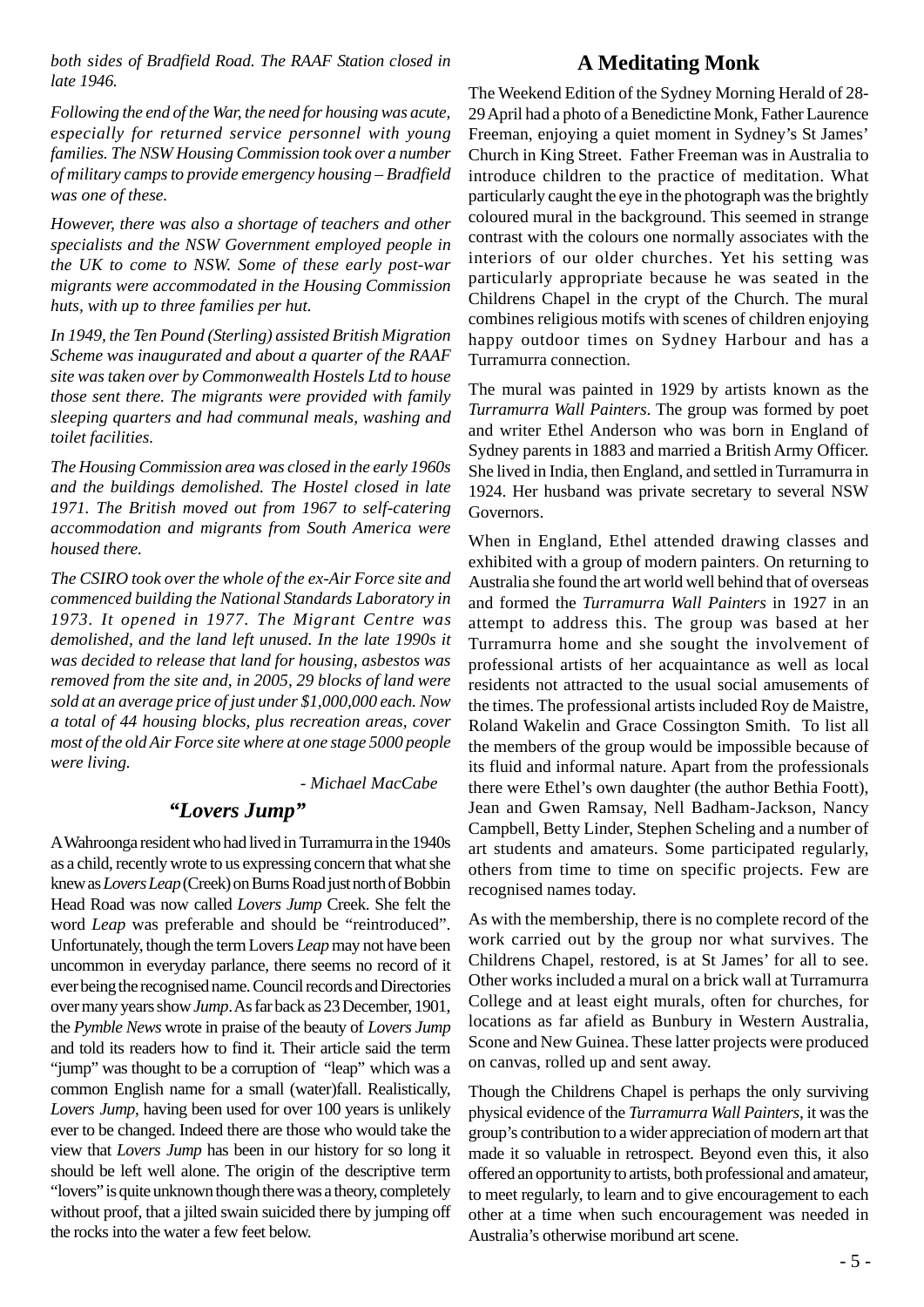*both sides of Bradfield Road. The RAAF Station closed in late 1946.*

*Following the end of the War, the need for housing was acute, especially for returned service personnel with young families. The NSW Housing Commission took over a number of military camps to provide emergency housing – Bradfield was one of these.*

*However, there was also a shortage of teachers and other specialists and the NSW Government employed people in the UK to come to NSW. Some of these early post-war migrants were accommodated in the Housing Commission huts, with up to three families per hut.*

*In 1949, the Ten Pound (Sterling) assisted British Migration Scheme was inaugurated and about a quarter of the RAAF site was taken over by Commonwealth Hostels Ltd to house those sent there. The migrants were provided with family sleeping quarters and had communal meals, washing and toilet facilities.*

*The Housing Commission area was closed in the early 1960s and the buildings demolished. The Hostel closed in late 1971. The British moved out from 1967 to self-catering accommodation and migrants from South America were housed there.*

*The CSIRO took over the whole of the ex-Air Force site and commenced building the National Standards Laboratory in 1973. It opened in 1977. The Migrant Centre was demolished, and the land left unused. In the late 1990s it was decided to release that land for housing, asbestos was removed from the site and, in 2005, 29 blocks of land were sold at an average price of just under $1,000,000 each. Now a total of 44 housing blocks, plus recreation areas, cover most of the old Air Force site where at one stage 5000 people were living.*

*- Michael MacCabe*

## *"Lovers Jump"*

A Wahroonga resident who had lived in Turramurra in the 1940s as a child, recently wrote to us expressing concern that what she knew as *Lovers Leap* (Creek) on Burns Road just north of Bobbin Head Road was now called *Lovers Jump* Creek. She felt the word *Leap* was preferable and should be "reintroduced". Unfortunately, though the term Lovers *Leap* may not have been uncommon in everyday parlance, there seems no record of it ever being the recognised name. Council records and Directories over many years show *Jump*. As far back as 23 December, 1901, the *Pymble News* wrote in praise of the beauty of *Lovers Jump* and told its readers how to find it. Their article said the term "jump" was thought to be a corruption of "leap" which was a common English name for a small (water)fall. Realistically, *Lovers Jump*, having been used for over 100 years is unlikely ever to be changed. Indeed there are those who would take the view that *Lovers Jump* has been in our history for so long it should be left well alone. The origin of the descriptive term "lovers" is quite unknown though there was a theory, completely without proof, that a jilted swain suicided there by jumping off the rocks into the water a few feet below.

## A Meditating Monk

The Weekend Edition of the Sydney Morning Herald of 28-29 April had a photo of a Benedictine Monk, Father Laurence Freeman, enjoying a quiet moment in Sydney's St James' Church in King Street. Father Freeman was in Australia to introduce children to the practice of meditation. What particularly caught the eye in the photograph was the brightly coloured mural in the background. This seemed in strange contrast with the colours one normally associates with the interiors of our older churches. Yet his setting was particularly appropriate because he was seated in the Childrens Chapel in the crypt of the Church. The mural combines religious motifs with scenes of children enjoying happy outdoor times on Sydney Harbour and has a Turramurra connection.

The mural was painted in 1929 by artists known as the *Turramurra Wall Painters*. The group was formed by poet and writer Ethel Anderson who was born in England of Sydney parents in 1883 and married a British Army Officer. She lived in India, then England, and settled in Turramurra in 1924. Her husband was private secretary to several NSW Governors.

When in England, Ethel attended drawing classes and exhibited with a group of modern painters. On returning to Australia she found the art world well behind that of overseas and formed the *Turramurra Wall Painters* in 1927 in an attempt to address this. The group was based at her Turramurra home and she sought the involvement of professional artists of her acquaintance as well as local residents not attracted to the usual social amusements of the times. The professional artists included Roy de Maistre, Roland Wakelin and Grace Cossington Smith. To list all the members of the group would be impossible because of its fluid and informal nature. Apart from the professionals there were Ethel's own daughter (the author Bethia Foott), Jean and Gwen Ramsay, Nell Badham-Jackson, Nancy Campbell, Betty Linder, Stephen Scheling and a number of art students and amateurs. Some participated regularly, others from time to time on specific projects. Few are recognised names today.

As with the membership, there is no complete record of the work carried out by the group nor what survives. The Childrens Chapel, restored, is at St James' for all to see. Other works included a mural on a brick wall at Turramurra College and at least eight murals, often for churches, for locations as far afield as Bunbury in Western Australia, Scone and New Guinea. These latter projects were produced on canvas, rolled up and sent away.

Though the Childrens Chapel is perhaps the only surviving physical evidence of the *Turramurra Wall Painters*, it was the group's contribution to a wider appreciation of modern art that made it so valuable in retrospect. Beyond even this, it also offered an opportunity to artists, both professional and amateur, to meet regularly, to learn and to give encouragement to each other at a time when such encouragement was needed in Australia's otherwise moribund art scene.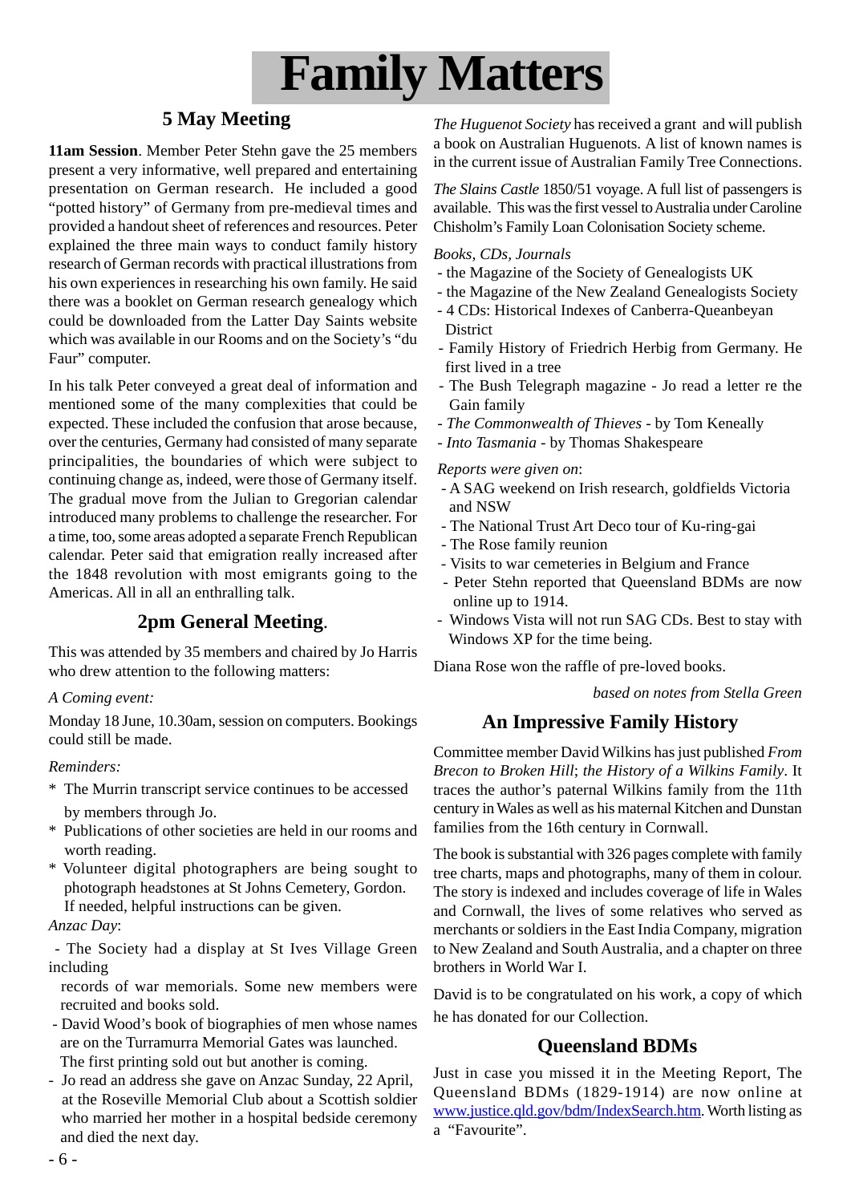# Family Matters

## 5 May Meeting

**11am Session**. Member Peter Stehn gave the 25 members present a very informative, well prepared and entertaining presentation on German research. He included a good "potted history" of Germany from pre-medieval times and provided a handout sheet of references and resources. Peter explained the three main ways to conduct family history research of German records with practical illustrations from his own experiences in researching his own family. He said there was a booklet on German research genealogy which could be downloaded from the Latter Day Saints website which was available in our Rooms and on the Society's "du Faur" computer.

In his talk Peter conveyed a great deal of information and mentioned some of the many complexities that could be expected. These included the confusion that arose because, over the centuries, Germany had consisted of many separate principalities, the boundaries of which were subject to continuing change as, indeed, were those of Germany itself. The gradual move from the Julian to Gregorian calendar introduced many problems to challenge the researcher. For a time, too, some areas adopted a separate French Republican calendar. Peter said that emigration really increased after the 1848 revolution with most emigrants going to the Americas. All in all an enthralling talk.

## 2pm General Meeting.

This was attended by 35 members and chaired by Jo Harris who drew attention to the following matters:

*A Coming event:*

Monday 18 June, 10.30am, session on computers. Bookings could still be made.

*Reminders:*

* The Murrin transcript service continues to be accessed by members through Jo.
* Publications of other societies are held in our rooms and worth reading.
* Volunteer digital photographers are being sought to photograph headstones at St Johns Cemetery, Gordon. If needed, helpful instructions can be given.

*Anzac Day*:

- The Society had a display at St Ives Village Green including records of war memorials. Some new members were recruited and books sold.
- David Wood's book of biographies of men whose names are on the Turramurra Memorial Gates was launched. The first printing sold out but another is coming.
- Jo read an address she gave on Anzac Sunday, 22 April, at the Roseville Memorial Club about a Scottish soldier who married her mother in a hospital bedside ceremony and died the next day.

*The Huguenot Society* has received a grant and will publish a book on Australian Huguenots. A list of known names is in the current issue of Australian Family Tree Connections.

*The Slains Castle* 1850/51 voyage. A full list of passengers is available. This was the first vessel to Australia under Caroline Chisholm's Family Loan Colonisation Society scheme.

*Books, CDs, Journals*

- the Magazine of the Society of Genealogists UK
- the Magazine of the New Zealand Genealogists Society
- 4 CDs: Historical Indexes of Canberra-Queanbeyan District
- Family History of Friedrich Herbig from Germany. He first lived in a tree
- The Bush Telegraph magazine - Jo read a letter re the Gain family
- *The Commonwealth of Thieves* - by Tom Keneally
- *Into Tasmania* - by Thomas Shakespeare

*Reports were given on*:

- A SAG weekend on Irish research, goldfields Victoria and NSW
- The National Trust Art Deco tour of Ku-ring-gai
- The Rose family reunion
- Visits to war cemeteries in Belgium and France
- Peter Stehn reported that Queensland BDMs are now online up to 1914.
- Windows Vista will not run SAG CDs. Best to stay with Windows XP for the time being.

Diana Rose won the raffle of pre-loved books.

*based on notes from Stella Green*

## An Impressive Family History

Committee member David Wilkins has just published *From Brecon to Broken Hill*; *the History of a Wilkins Family*. It traces the author's paternal Wilkins family from the 11th century in Wales as well as his maternal Kitchen and Dunstan families from the 16th century in Cornwall.

The book is substantial with 326 pages complete with family tree charts, maps and photographs, many of them in colour. The story is indexed and includes coverage of life in Wales and Cornwall, the lives of some relatives who served as merchants or soldiers in the East India Company, migration to New Zealand and South Australia, and a chapter on three brothers in World War I.

David is to be congratulated on his work, a copy of which he has donated for our Collection.

## Queensland BDMs

Just in case you missed it in the Meeting Report, The Queensland BDMs (1829-1914) are now online at www.justice.qld.gov/bdm/IndexSearch.htm. Worth listing as a "Favourite".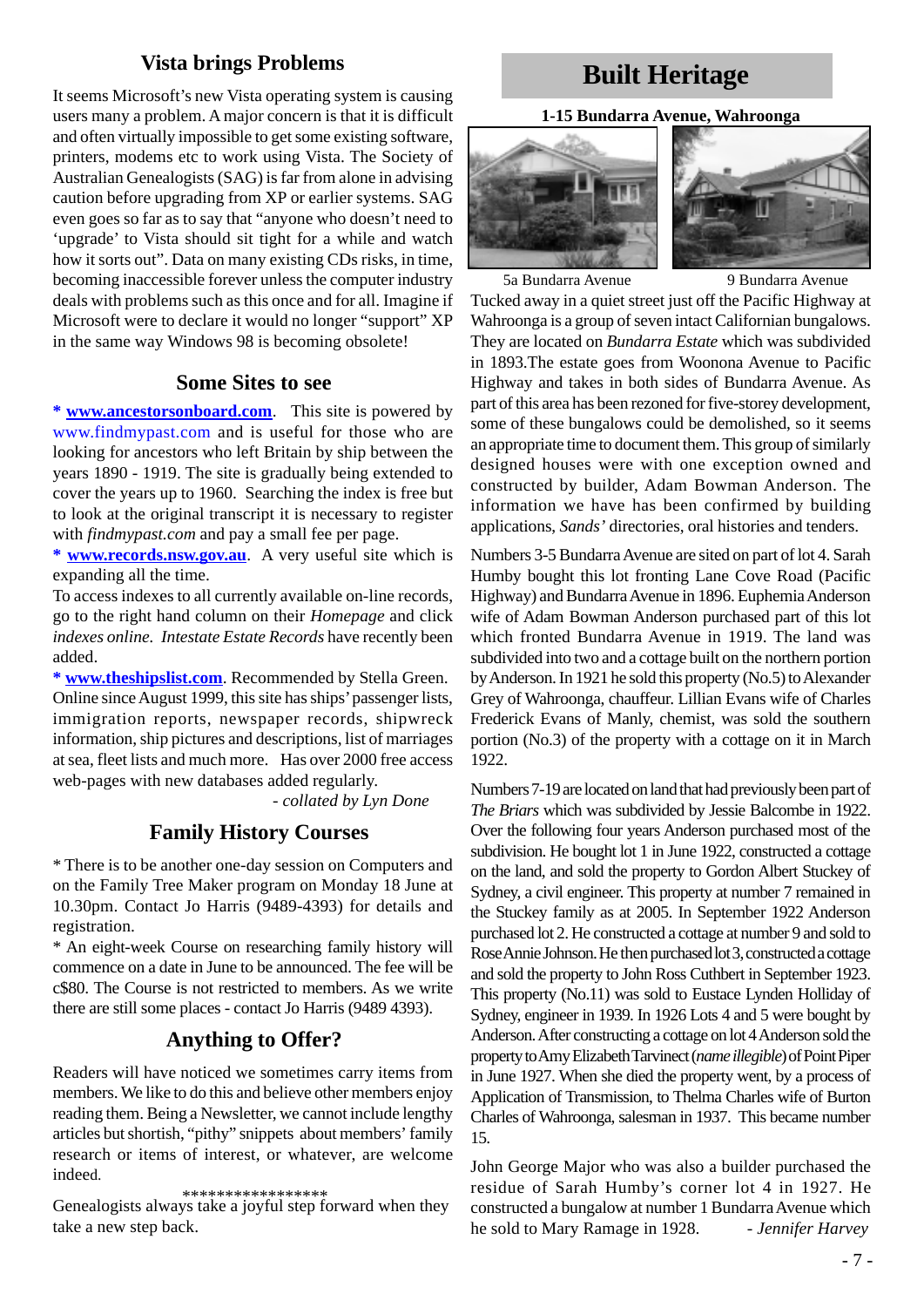## Vista brings Problems

It seems Microsoft's new Vista operating system is causing users many a problem. A major concern is that it is difficult and often virtually impossible to get some existing software, printers, modems etc to work using Vista. The Society of Australian Genealogists (SAG) is far from alone in advising caution before upgrading from XP or earlier systems. SAG even goes so far as to say that "anyone who doesn't need to 'upgrade' to Vista should sit tight for a while and watch how it sorts out". Data on many existing CDs risks, in time, becoming inaccessible forever unless the computer industry deals with problems such as this once and for all. Imagine if Microsoft were to declare it would no longer "support" XP in the same way Windows 98 is becoming obsolete!

## Some Sites to see

**\* www.ancestorsonboard.com**. This site is powered by www.findmypast.com and is useful for those who are looking for ancestors who left Britain by ship between the years 1890 - 1919. The site is gradually being extended to cover the years up to 1960. Searching the index is free but to look at the original transcript it is necessary to register with *findmypast.com* and pay a small fee per page.

**\* www.records.nsw.gov.au**. A very useful site which is expanding all the time.

To access indexes to all currently available on-line records, go to the right hand column on their *Homepage* and click *indexes online*. *Intestate Estate Records* have recently been added.

**\* www.theshipslist.com**. Recommended by Stella Green. Online since August 1999, this site has ships' passenger lists, immigration reports, newspaper records, shipwreck information, ship pictures and descriptions, list of marriages at sea, fleet lists and much more. Has over 2000 free access web-pages with new databases added regularly.

*- collated by Lyn Done*

## Family History Courses

\* There is to be another one-day session on Computers and on the Family Tree Maker program on Monday 18 June at 10.30pm. Contact Jo Harris (9489-4393) for details and registration.

\* An eight-week Course on researching family history will commence on a date in June to be announced. The fee will be c$80. The Course is not restricted to members. As we write there are still some places - contact Jo Harris (9489 4393).

## Anything to Offer?

Readers will have noticed we sometimes carry items from members. We like to do this and believe other members enjoy reading them. Being a Newsletter, we cannot include lengthy articles but shortish, "pithy" snippets about members' family research or items of interest, or whatever, are welcome indeed.

\*\*\*\*\*\*\*\*\*\*\*\*\*\*\*\*\*

Genealogists always take a joyful step forward when they take a new step back.

# Built Heritage

### 1-15 Bundarra Avenue, Wahroonga

5a Bundarra Avenue &nbsp;&nbsp;&nbsp;&nbsp; 9 Bundarra Avenue

Tucked away in a quiet street just off the Pacific Highway at Wahroonga is a group of seven intact Californian bungalows. They are located on *Bundarra Estate* which was subdivided in 1893.The estate goes from Woonona Avenue to Pacific Highway and takes in both sides of Bundarra Avenue. As part of this area has been rezoned for five-storey development, some of these bungalows could be demolished, so it seems an appropriate time to document them. This group of similarly designed houses were with one exception owned and constructed by builder, Adam Bowman Anderson. The information we have has been confirmed by building applications, *Sands'* directories, oral histories and tenders.

Numbers 3-5 Bundarra Avenue are sited on part of lot 4. Sarah Humby bought this lot fronting Lane Cove Road (Pacific Highway) and Bundarra Avenue in 1896. Euphemia Anderson wife of Adam Bowman Anderson purchased part of this lot which fronted Bundarra Avenue in 1919. The land was subdivided into two and a cottage built on the northern portion by Anderson. In 1921 he sold this property (No.5) to Alexander Grey of Wahroonga, chauffeur. Lillian Evans wife of Charles Frederick Evans of Manly, chemist, was sold the southern portion (No.3) of the property with a cottage on it in March 1922.

Numbers 7-19 are located on land that had previously been part of *The Briars* which was subdivided by Jessie Balcombe in 1922. Over the following four years Anderson purchased most of the subdivision. He bought lot 1 in June 1922, constructed a cottage on the land, and sold the property to Gordon Albert Stuckey of Sydney, a civil engineer. This property at number 7 remained in the Stuckey family as at 2005. In September 1922 Anderson purchased lot 2. He constructed a cottage at number 9 and sold to Rose Annie Johnson. He then purchased lot 3, constructed a cottage and sold the property to John Ross Cuthbert in September 1923. This property (No.11) was sold to Eustace Lynden Holliday of Sydney, engineer in 1939. In 1926 Lots 4 and 5 were bought by Anderson. After constructing a cottage on lot 4 Anderson sold the property to Amy Elizabeth Tarvinect (*name illegible*) of Point Piper in June 1927. When she died the property went, by a process of Application of Transmission, to Thelma Charles wife of Burton Charles of Wahroonga, salesman in 1937. This became number 15.

John George Major who was also a builder purchased the residue of Sarah Humby's corner lot 4 in 1927. He constructed a bungalow at number 1 Bundarra Avenue which he sold to Mary Ramage in 1928.

*- Jennifer Harvey*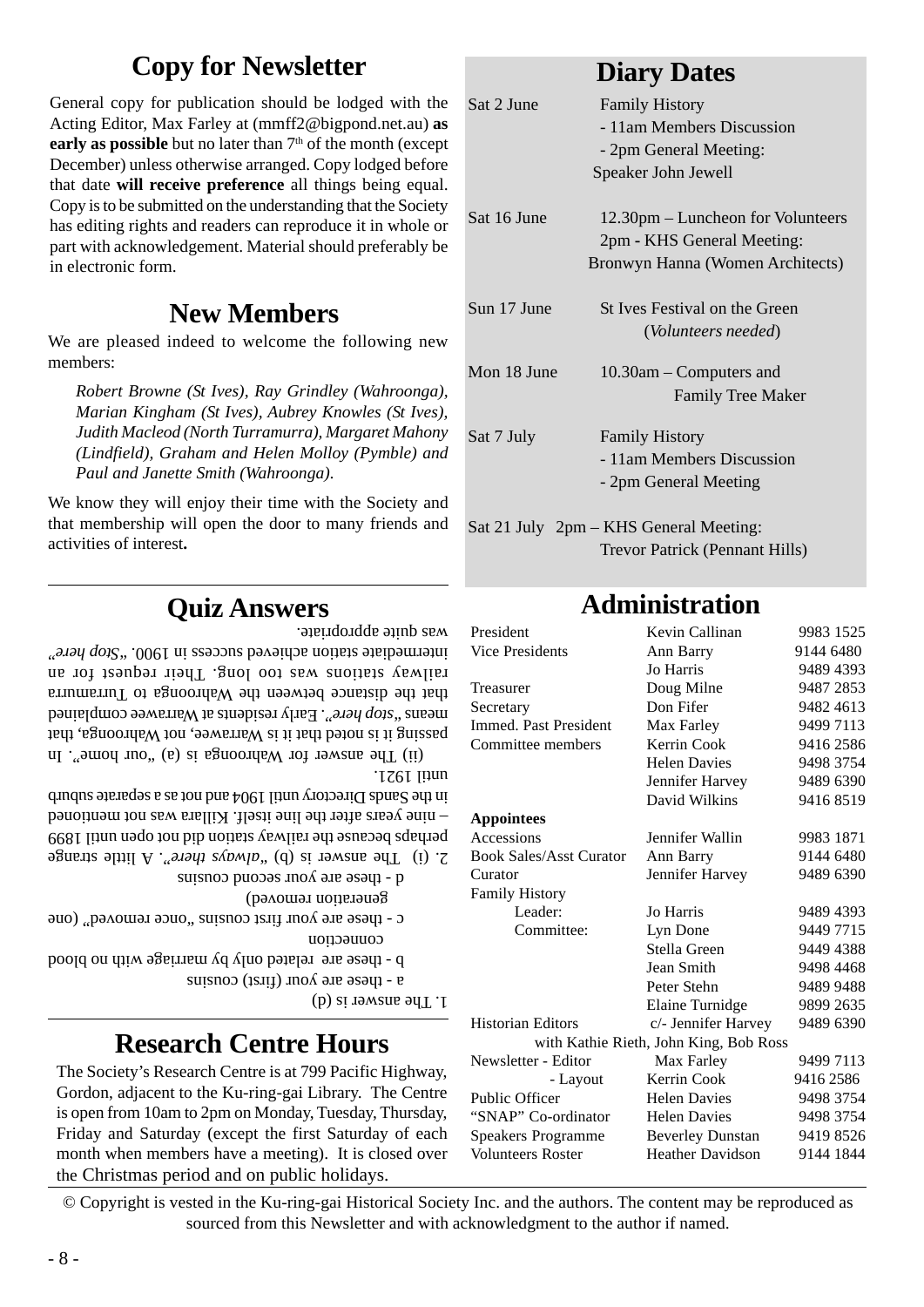## Copy for Newsletter

General copy for publication should be lodged with the Acting Editor, Max Farley at (mmff2@bigpond.net.au) **as early as possible** but no later than 7th of the month (except December) unless otherwise arranged. Copy lodged before that date **will receive preference** all things being equal. Copy is to be submitted on the understanding that the Society has editing rights and readers can reproduce it in whole or part with acknowledgement. Material should preferably be in electronic form.

## New Members

We are pleased indeed to welcome the following new members:

*Robert Browne (St Ives), Ray Grindley (Wahroonga), Marian Kingham (St Ives), Aubrey Knowles (St Ives), Judith Macleod (North Turramurra), Margaret Mahony (Lindfield), Graham and Helen Molloy (Pymble) and Paul and Janette Smith (Wahroonga).*

We know they will enjoy their time with the Society and that membership will open the door to many friends and activities of interest**.**

## Quiz Answers

1. The answer is (d)
   - a - these are your (first) cousins
   - b - these are related only by marriage with no blood connection
   - c - these are your first cousins "once removed" (one generation removed)
   - d - these are your second cousins

2. (i) The answer is (b) "*always there*". A little strange perhaps because the railway station did not open until 1899 – nine years after the line itself. Killara was not mentioned in the Sands Directory until 1904 and not as a separate suburb until 1921.

   (ii) The answer for Wahroonga is (a) "our home". In passing it is noted that it is Warrawee, not Wahroonga, that means "*stop here*". Early residents at Warrawee complained that the distance between the Wahroonga to Turramurra railway stations was too long. Their request for an intermediate station achieved success in 1900. "*Stop here*" was quite appropriate.

## Research Centre Hours

The Society's Research Centre is at 799 Pacific Highway, Gordon, adjacent to the Ku-ring-gai Library. The Centre is open from 10am to 2pm on Monday, Tuesday, Thursday, Friday and Saturday (except the first Saturday of each month when members have a meeting). It is closed over the Christmas period and on public holidays.

## Diary Dates

| | |
|---|---|
| Sat 2 June | Family History<br>- 11am Members Discussion<br>- 2pm General Meeting:<br>Speaker John Jewell |
| Sat 16 June | 12.30pm – Luncheon for Volunteers<br>2pm - KHS General Meeting:<br>Bronwyn Hanna (Women Architects) |
| Sun 17 June | St Ives Festival on the Green<br>(*Volunteers needed*) |
| Mon 18 June | 10.30am – Computers and Family Tree Maker |
| Sat 7 July | Family History<br>- 11am Members Discussion<br>- 2pm General Meeting |
| Sat 21 July | 2pm – KHS General Meeting:<br>Trevor Patrick (Pennant Hills) |

## Administration

| | | |
|---|---|---|
| President | Kevin Callinan | 9983 1525 |
| Vice Presidents | Ann Barry | 9144 6480 |
| | Jo Harris | 9489 4393 |
| Treasurer | Doug Milne | 9487 2853 |
| Secretary | Don Fifer | 9482 4613 |
| Immed. Past President | Max Farley | 9499 7113 |
| Committee members | Kerrin Cook | 9416 2586 |
| | Helen Davies | 9498 3754 |
| | Jennifer Harvey | 9489 6390 |
| | David Wilkins | 9416 8519 |
| **Appointees** | | |
| Accessions | Jennifer Wallin | 9983 1871 |
| Book Sales/Asst Curator | Ann Barry | 9144 6480 |
| Curator | Jennifer Harvey | 9489 6390 |
| Family History | | |
| Leader: | Jo Harris | 9489 4393 |
| Committee: | Lyn Done | 9449 7715 |
| | Stella Green | 9449 4388 |
| | Jean Smith | 9498 4468 |
| | Peter Stehn | 9489 9488 |
| | Elaine Turnidge | 9899 2635 |
| Historian Editors | c/- Jennifer Harvey | 9489 6390 |
| | with Kathie Rieth, John King, Bob Ross | |
| Newsletter - Editor | Max Farley | 9499 7113 |
| - Layout | Kerrin Cook | 9416 2586 |
| Public Officer | Helen Davies | 9498 3754 |
| "SNAP" Co-ordinator | Helen Davies | 9498 3754 |
| Speakers Programme | Beverley Dunstan | 9419 8526 |
| Volunteers Roster | Heather Davidson | 9144 1844 |

© Copyright is vested in the Ku-ring-gai Historical Society Inc. and the authors. The content may be reproduced as sourced from this Newsletter and with acknowledgment to the author if named.